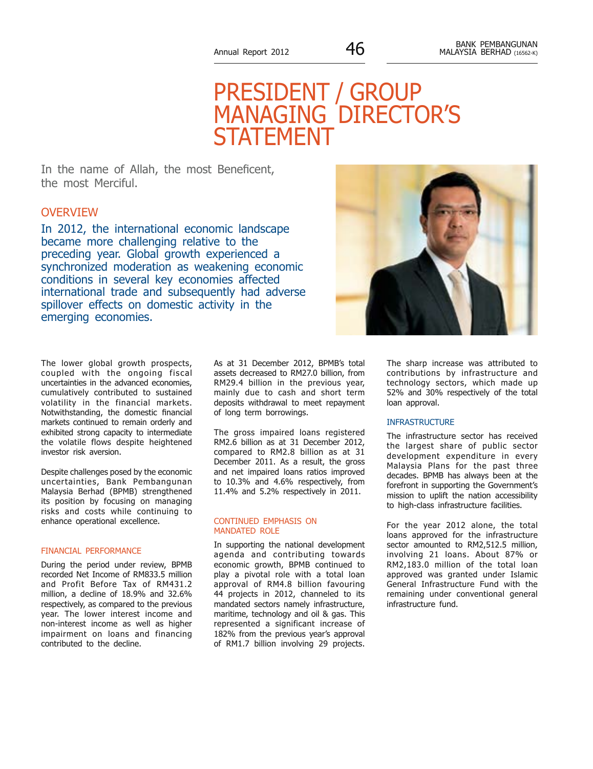# PRESIDENT / GROUP MANAGING DIRECTOR'S STATEMENT

In the name of Allah, the most Beneficent, the most Merciful.

## OVERVIEW

In 2012, the international economic landscape became more challenging relative to the preceding year. Global growth experienced a synchronized moderation as weakening economic conditions in several key economies affected international trade and subsequently had adverse spillover effects on domestic activity in the emerging economies.

The lower global growth prospects, coupled with the ongoing fiscal uncertainties in the advanced economies, cumulatively contributed to sustained volatility in the financial markets. Notwithstanding, the domestic financial markets continued to remain orderly and exhibited strong capacity to intermediate the volatile flows despite heightened investor risk aversion.

Despite challenges posed by the economic uncertainties, Bank Pembangunan Malaysia Berhad (BPMB) strengthened its position by focusing on managing risks and costs while continuing to enhance operational excellence.

## FINANCIAL PERFORMANCE

During the period under review, BPMB recorded Net Income of RM833.5 million and Profit Before Tax of RM431.2 million, a decline of 18.9% and 32.6% respectively, as compared to the previous year. The lower interest income and non-interest income as well as higher impairment on loans and financing contributed to the decline.

As at 31 December 2012, BPMB's total assets decreased to RM27.0 billion, from RM29.4 billion in the previous year, mainly due to cash and short term deposits withdrawal to meet repayment of long term borrowings.

The gross impaired loans registered RM2.6 billion as at 31 December 2012, compared to RM2.8 billion as at 31 December 2011. As a result, the gross and net impaired loans ratios improved to 10.3% and 4.6% respectively, from 11.4% and 5.2% respectively in 2011.

## CONTINUED EMPHASIS ON MANDATED ROLE

In supporting the national development agenda and contributing towards economic growth, BPMB continued to play a pivotal role with a total loan approval of RM4.8 billion favouring 44 projects in 2012, channeled to its mandated sectors namely infrastructure, maritime, technology and oil & gas. This represented a significant increase of 182% from the previous year's approval of RM1.7 billion involving 29 projects.

The sharp increase was attributed to contributions by infrastructure and technology sectors, which made up 52% and 30% respectively of the total loan approval.

### INFRASTRUCTURE

The infrastructure sector has received the largest share of public sector development expenditure in every Malaysia Plans for the past three decades. BPMB has always been at the forefront in supporting the Government's mission to uplift the nation accessibility to high-class infrastructure facilities.

For the year 2012 alone, the total loans approved for the infrastructure sector amounted to RM2,512.5 million, involving 21 loans. About 87% or RM2,183.0 million of the total loan approved was granted under Islamic General Infrastructure Fund with the remaining under conventional general infrastructure fund.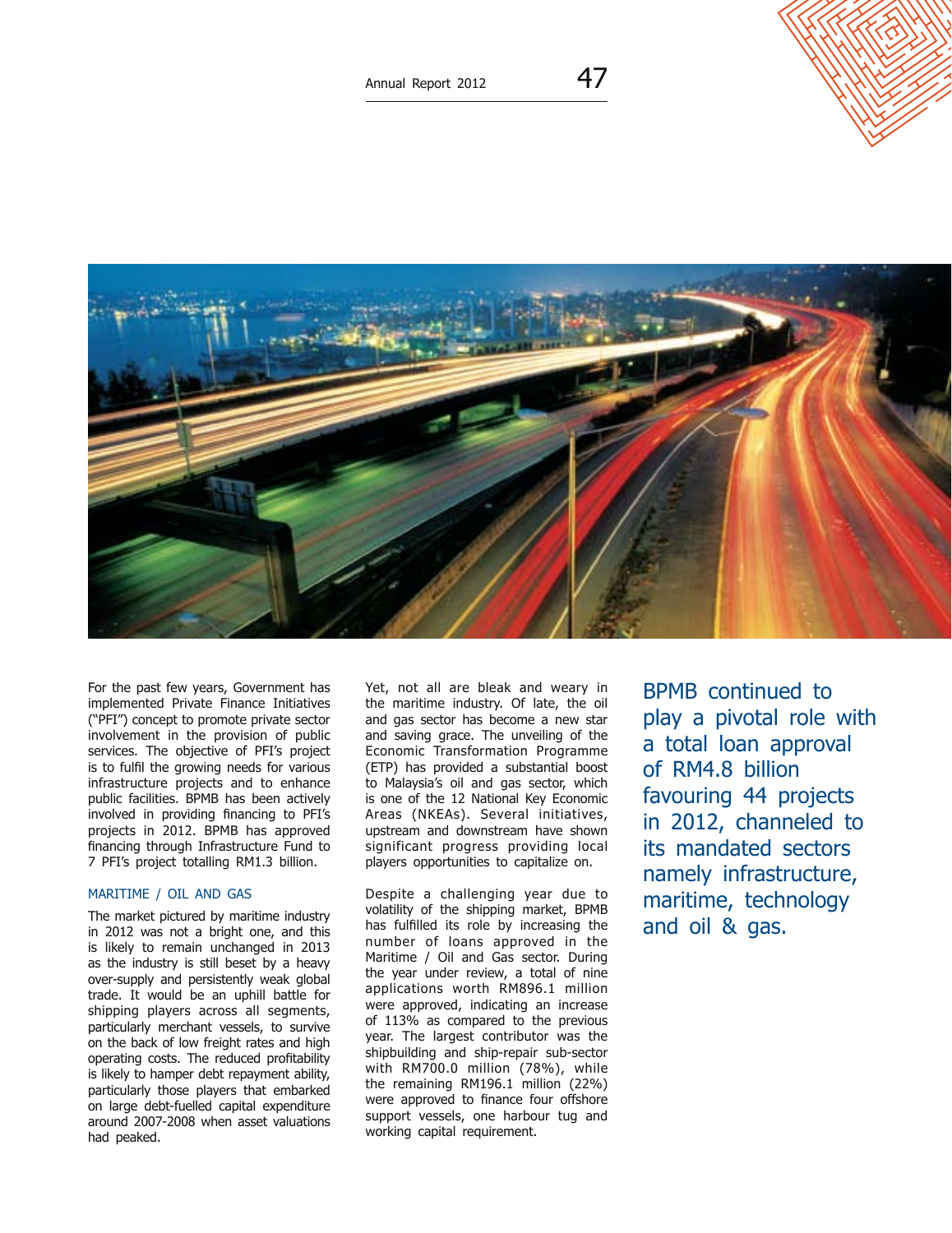For the past few years, Government has implemented Private Finance Initiatives ("PFI") concept to promote private sector involvement in the provision of public services. The objective of PFI's project is to fulfil the growing needs for various infrastructure projects and to enhance public facilities. BPMB has been actively involved in providing financing to PFI's projects in 2012. BPMB has approved financing through Infrastructure Fund to 7 PFI's project totalling RM1.3 billion.

## MARITIME / OIL AND GAS

The market pictured by maritime industry in 2012 was not a bright one, and this is likely to remain unchanged in 2013 as the industry is still beset by a heavy over-supply and persistently weak global trade. It would be an uphill battle for shipping players across all segments, particularly merchant vessels, to survive on the back of low freight rates and high operating costs. The reduced profitability is likely to hamper debt repayment ability, particularly those players that embarked on large debt-fuelled capital expenditure around 2007-2008 when asset valuations had peaked.

Yet, not all are bleak and weary in the maritime industry. Of late, the oil and gas sector has become a new star and saving grace. The unveiling of the Economic Transformation Programme (ETP) has provided a substantial boost to Malaysia's oil and gas sector, which is one of the 12 National Key Economic Areas (NKEAs). Several initiatives, upstream and downstream have shown significant progress providing local players opportunities to capitalize on.

Despite a challenging year due to volatility of the shipping market, BPMB has fulfilled its role by increasing the number of loans approved in the Maritime / Oil and Gas sector. During the year under review, a total of nine applications worth RM896.1 million were approved, indicating an increase of 113% as compared to the previous year. The largest contributor was the shipbuilding and ship-repair sub-sector with RM700.0 million (78%), while the remaining RM196.1 million (22%) were approved to finance four offshore support vessels, one harbour tug and working capital requirement.

BPMB continued to play a pivotal role with a total loan approval of RM4.8 billion favouring 44 projects in 2012, channeled to its mandated sectors namely infrastructure, maritime, technology and oil & gas.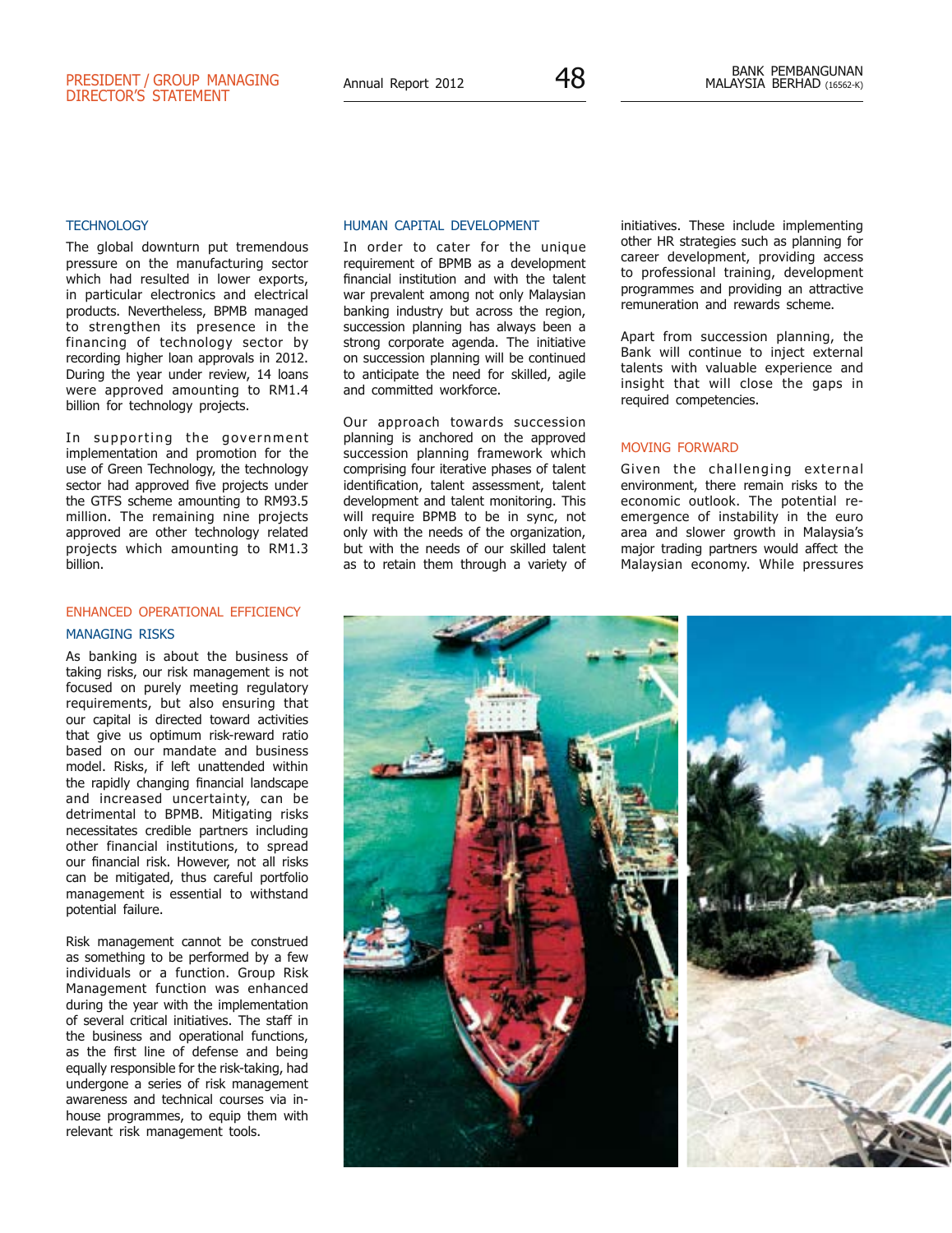## TECHNOLOGY

The global downturn put tremendous pressure on the manufacturing sector which had resulted in lower exports, in particular electronics and electrical products. Nevertheless, BPMB managed to strengthen its presence in the financing of technology sector by recording higher loan approvals in 2012. During the year under review, 14 loans were approved amounting to RM1.4 billion for technology projects.

In supporting the government implementation and promotion for the use of Green Technology, the technology sector had approved five projects under the GTFS scheme amounting to RM93.5 million. The remaining nine projects approved are other technology related projects which amounting to RM1.3 billion.

## ENHANCED OPERATIONAL EFFICIENCY

### MANAGING RISKS

As banking is about the business of taking risks, our risk management is not focused on purely meeting regulatory requirements, but also ensuring that our capital is directed toward activities that give us optimum risk-reward ratio based on our mandate and business model. Risks, if left unattended within the rapidly changing financial landscape and increased uncertainty, can be detrimental to BPMB. Mitigating risks necessitates credible partners including other financial institutions, to spread our financial risk. However, not all risks can be mitigated, thus careful portfolio management is essential to withstand potential failure.

Risk management cannot be construed as something to be performed by a few individuals or a function. Group Risk Management function was enhanced during the year with the implementation of several critical initiatives. The staff in the business and operational functions, as the first line of defense and being equally responsible for the risk-taking, had undergone a series of risk management awareness and technical courses via in-house programmes, to equip them with relevant risk management tools.

## HUMAN CAPITAL DEVELOPMENT

In order to cater for the unique requirement of BPMB as a development financial institution and with the talent war prevalent among not only Malaysian banking industry but across the region, succession planning has always been a strong corporate agenda. The initiative on succession planning will be continued to anticipate the need for skilled, agile and committed workforce.

Our approach towards succession planning is anchored on the approved succession planning framework which comprising four iterative phases of talent identification, talent assessment, talent development and talent monitoring. This will require BPMB to be in sync, not only with the needs of the organization, but with the needs of our skilled talent as to retain them through a variety of initiatives. These include implementing other HR strategies such as planning for career development, providing access to professional training, development programmes and providing an attractive remuneration and rewards scheme.

Apart from succession planning, the Bank will continue to inject external talents with valuable experience and insight that will close the gaps in required competencies.

## MOVING FORWARD

Given the challenging external environment, there remain risks to the economic outlook. The potential re-emergence of instability in the euro area and slower growth in Malaysia's major trading partners would affect the Malaysian economy. While pressures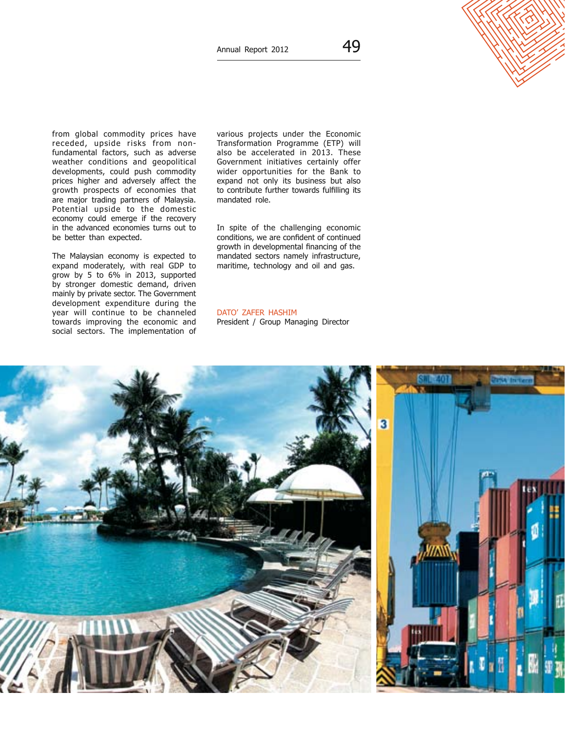from global commodity prices have receded, upside risks from non-fundamental factors, such as adverse weather conditions and geopolitical developments, could push commodity prices higher and adversely affect the growth prospects of economies that are major trading partners of Malaysia. Potential upside to the domestic economy could emerge if the recovery in the advanced economies turns out to be better than expected.

The Malaysian economy is expected to expand moderately, with real GDP to grow by 5 to 6% in 2013, supported by stronger domestic demand, driven mainly by private sector. The Government development expenditure during the year will continue to be channeled towards improving the economic and social sectors. The implementation of various projects under the Economic Transformation Programme (ETP) will also be accelerated in 2013. These Government initiatives certainly offer wider opportunities for the Bank to expand not only its business but also to contribute further towards fulfilling its mandated role.

In spite of the challenging economic conditions, we are confident of continued growth in developmental financing of the mandated sectors namely infrastructure, maritime, technology and oil and gas.

DATO' ZAFER HASHIM
President / Group Managing Director